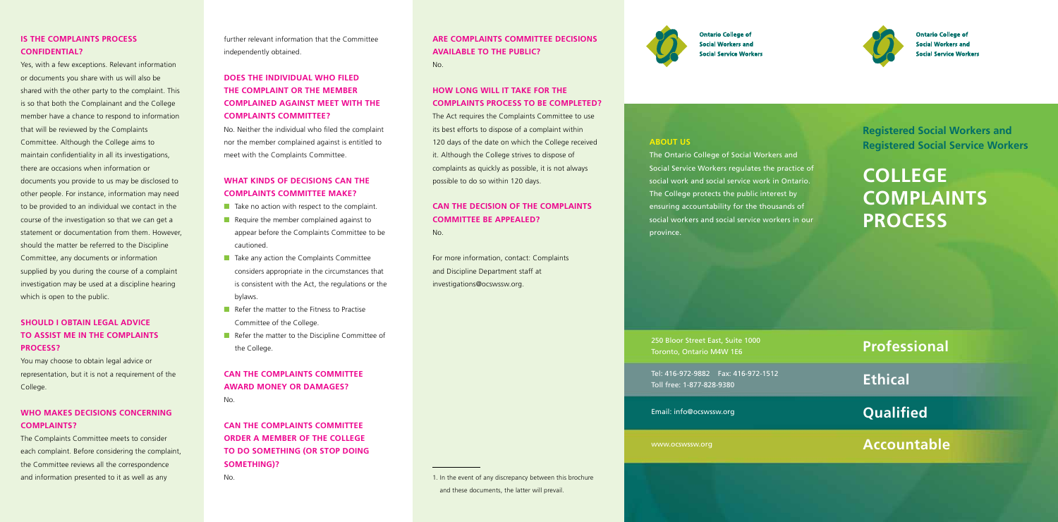## IS THE COMPLAINTS PROCESS CONFIDENTIAL?

Yes, with a few exceptions. Relevant information or documents you share with us will also be shared with the other party to the complaint. This is so that both the Complainant and the College member have a chance to respond to information that will be reviewed by the Complaints Committee. Although the College aims to maintain confidentiality in all its investigations, there are occasions when information or documents you provide to us may be disclosed to other people. For instance, information may need to be provided to an individual we contact in the course of the investigation so that we can get a statement or documentation from them. However, should the matter be referred to the Discipline Committee, any documents or information supplied by you during the course of a complaint investigation may be used at a discipline hearing which is open to the public.

## SHOULD I OBTAIN LEGAL ADVICE TO ASSIST ME IN THE COMPLAINTS PROCESS?

You may choose to obtain legal advice or representation, but it is not a requirement of the College.

## WHO MAKES DECISIONS CONCERNING COMPLAINTS?

The Complaints Committee meets to consider each complaint. Before considering the complaint, the Committee reviews all the correspondence and information presented to it as well as any further relevant information that the Committee independently obtained.

## DOES THE INDIVIDUAL WHO FILED THE COMPLAINT OR THE MEMBER COMPLAINED AGAINST MEET WITH THE COMPLAINTS COMMITTEE?

No. Neither the individual who filed the complaint nor the member complained against is entitled to meet with the Complaints Committee.

## WHAT KINDS OF DECISIONS CAN THE COMPLAINTS COMMITTEE MAKE?

- Take no action with respect to the complaint.
- Require the member complained against to appear before the Complaints Committee to be cautioned.
- Take any action the Complaints Committee considers appropriate in the circumstances that is consistent with the Act, the regulations or the bylaws.
- Refer the matter to the Fitness to Practise Committee of the College.
- Refer the matter to the Discipline Committee of the College.

## CAN THE COMPLAINTS COMMITTEE AWARD MONEY OR DAMAGES?

No.

## CAN THE COMPLAINTS COMMITTEE ORDER A MEMBER OF THE COLLEGE TO DO SOMETHING (OR STOP DOING SOMETHING)?

No.

## ARE COMPLAINTS COMMITTEE DECISIONS AVAILABLE TO THE PUBLIC?

No.

## HOW LONG WILL IT TAKE FOR THE COMPLAINTS PROCESS TO BE COMPLETED?

The Act requires the Complaints Committee to use its best efforts to dispose of a complaint within 120 days of the date on which the College received it. Although the College strives to dispose of complaints as quickly as possible, it is not always possible to do so within 120 days.

## CAN THE DECISION OF THE COMPLAINTS COMMITTEE BE APPEALED?

No.

For more information, contact: Complaints and Discipline Department staff at investigations@ocswssw.org.

1. In the event of any discrepancy between this brochure and these documents, the latter will prevail.

Ontario College of Social Workers and Social Service Workers

## ABOUT US

The Ontario College of Social Workers and Social Service Workers regulates the practice of social work and social service work in Ontario. The College protects the public interest by ensuring accountability for the thousands of social workers and social service workers in our province.

250 Bloor Street East, Suite 1000
Toronto, Ontario M4W 1E6

Tel: 416-972-9882 Fax: 416-972-1512
Toll free: 1-877-828-9380

Email: info@ocswssw.org

www.ocswssw.org

Ontario College of Social Workers and Social Service Workers

**Registered Social Workers and Registered Social Service Workers**

# COLLEGE COMPLAINTS PROCESS

**Professional**

**Ethical**

**Qualified**

**Accountable**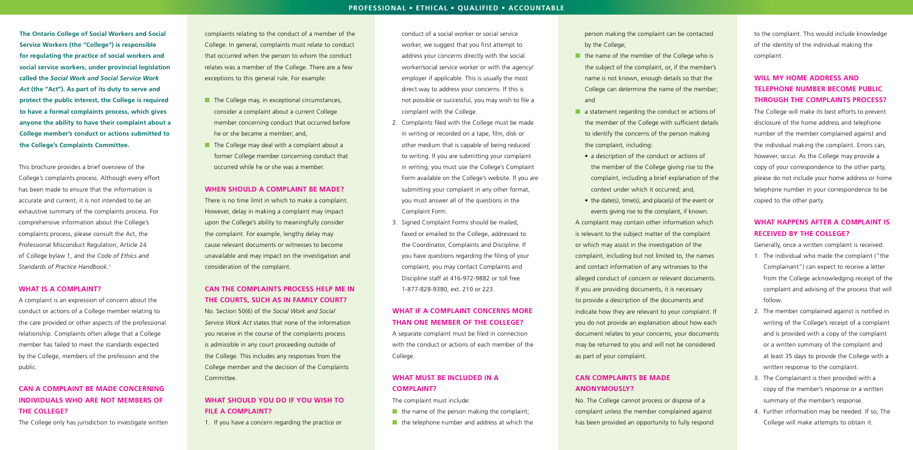**The Ontario College of Social Workers and Social Service Workers (the "College") is responsible for regulating the practice of social workers and social service workers, under provincial legislation called the *Social Work and Social Service Work Act* (the "Act"). As part of its duty to serve and protect the public interest, the College is required to have a formal complaints process, which gives anyone the ability to have their complaint about a College member's conduct or actions submitted to the College's Complaints Committee.**

This brochure provides a brief overview of the College's complaints process. Although every effort has been made to ensure that the information is accurate and current, it is not intended to be an exhaustive summary of the complaints process. For comprehensive information about the College's complaints process, please consult the Act, the Professional Misconduct Regulation, Article 24 of College bylaw 1, and the *Code of Ethics and Standards of Practice Handbook*.[1]

## WHAT IS A COMPLAINT?

A complaint is an expression of concern about the conduct or actions of a College member relating to the care provided or other aspects of the professional relationship. Complaints often allege that a College member has failed to meet the standards expected by the College, members of the profession and the public.

## CAN A COMPLAINT BE MADE CONCERNING INDIVIDUALS WHO ARE NOT MEMBERS OF THE COLLEGE?

The College only has jurisdiction to investigate written complaints relating to the conduct of a member of the College. In general, complaints must relate to conduct that occurred when the person to whom the conduct relates was a member of the College. There are a few exceptions to this general rule. For example:

- The College may, in exceptional circumstances, consider a complaint about a current College member concerning conduct that occurred before he or she became a member; and,
- The College may deal with a complaint about a former College member concerning conduct that occurred while he or she was a member.

## WHEN SHOULD A COMPLAINT BE MADE?

There is no time limit in which to make a complaint. However, delay in making a complaint may impact upon the College's ability to meaningfully consider the complaint. For example, lengthy delay may cause relevant documents or witnesses to become unavailable and may impact on the investigation and consideration of the complaint.

## CAN THE COMPLAINTS PROCESS HELP ME IN THE COURTS, SUCH AS IN FAMILY COURT?

No. Section 50(6) of the *Social Work and Social Service Work Act* states that none of the information you receive in the course of the complaints process is admissible in any court proceeding outside of the College. This includes any responses from the College member and the decision of the Complaints Committee.

## WHAT SHOULD YOU DO IF YOU WISH TO FILE A COMPLAINT?

1. If you have a concern regarding the practice or conduct of a social worker or social service worker, we suggest that you first attempt to address your concerns directly with the social worker/social service worker or with the agency/employer if applicable. This is usually the most direct way to address your concerns. If this is not possible or successful, you may wish to file a complaint with the College.
2. Complaints filed with the College must be made in writing or recorded on a tape, film, disk or other medium that is capable of being reduced to writing. If you are submitting your complaint in writing, you must use the College's Complaint Form available on the College's website. If you are submitting your complaint in any other format, you must answer all of the questions in the Complaint Form.
3. Signed Complaint Forms should be mailed, faxed or emailed to the College, addressed to the Coordinator, Complaints and Discipline. If you have questions regarding the filing of your complaint, you may contact Complaints and Discipline staff at 416-972-9882 or toll free 1-877-828-9380, ext. 210 or 223.

## WHAT IF A COMPLAINT CONCERNS MORE THAN ONE MEMBER OF THE COLLEGE?

A separate complaint must be filed in connection with the conduct or actions of each member of the College.

## WHAT MUST BE INCLUDED IN A COMPLAINT?

The complaint must include:

- the name of the person making the complaint;
- the telephone number and address at which the person making the complaint can be contacted by the College;
- the name of the member of the College who is the subject of the complaint, or, if the member's name is not known, enough details so that the College can determine the name of the member; and
- a statement regarding the conduct or actions of the member of the College with sufficient details to identify the concerns of the person making the complaint, including:
  - a description of the conduct or actions of the member of the College giving rise to the complaint, including a brief explanation of the context under which it occurred; and,
  - the date(s), time(s), and place(s) of the event or events giving rise to the complaint, if known.

A complaint may contain other information which is relevant to the subject matter of the complaint or which may assist in the investigation of the complaint, including but not limited to, the names and contact information of any witnesses to the alleged conduct of concern or relevant documents. If you are providing documents, it is necessary to provide a description of the documents and indicate how they are relevant to your complaint. If you do not provide an explanation about how each document relates to your concerns, your documents may be returned to you and will not be considered as part of your complaint.

## CAN COMPLAINTS BE MADE ANONYMOUSLY?

No. The College cannot process or dispose of a complaint unless the member complained against has been provided an opportunity to fully respond to the complaint. This would include knowledge of the identity of the individual making the complaint.

## WILL MY HOME ADDRESS AND TELEPHONE NUMBER BECOME PUBLIC THROUGH THE COMPLAINTS PROCESS?

The College will make its best efforts to prevent disclosure of the home address and telephone number of the member complained against and the individual making the complaint. Errors can, however, occur. As the College may provide a copy of your correspondence to the other party, please do not include your home address or home telephone number in your correspondence to be copied to the other party.

## WHAT HAPPENS AFTER A COMPLAINT IS RECEIVED BY THE COLLEGE?

Generally, once a written complaint is received:

1. The individual who made the complaint ("the Complainant") can expect to receive a letter from the College acknowledging receipt of the complaint and advising of the process that will follow.
2. The member complained against is notified in writing of the College's receipt of a complaint and is provided with a copy of the complaint or a written summary of the complaint and at least 35 days to provide the College with a written response to the complaint.
3. The Complainant is then provided with a copy of the member's response or a written summary of the member's response.
4. Further information may be needed. If so, The College will make attempts to obtain it.